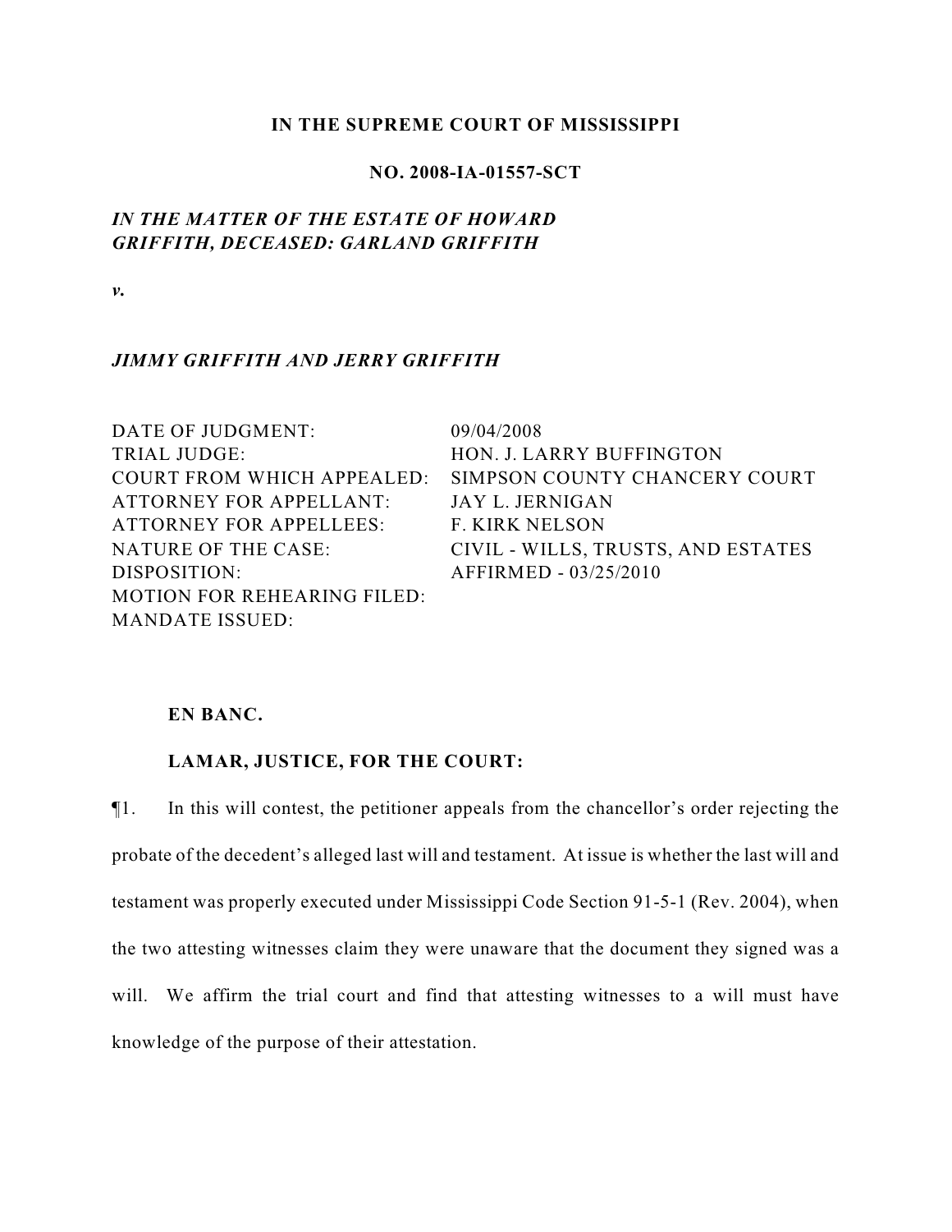**IN THE SUPREME COURT OF MISSISSIPPI**

**NO. 2008-IA-01557-SCT**

***IN THE MATTER OF THE ESTATE OF HOWARD GRIFFITH, DECEASED: GARLAND GRIFFITH***

***v.***

***JIMMY GRIFFITH AND JERRY GRIFFITH***

| | |
|---|---|
| DATE OF JUDGMENT: | 09/04/2008 |
| TRIAL JUDGE: | HON. J. LARRY BUFFINGTON |
| COURT FROM WHICH APPEALED: | SIMPSON COUNTY CHANCERY COURT |
| ATTORNEY FOR APPELLANT: | JAY L. JERNIGAN |
| ATTORNEY FOR APPELLEES: | F. KIRK NELSON |
| NATURE OF THE CASE: | CIVIL - WILLS, TRUSTS, AND ESTATES |
| DISPOSITION: | AFFIRMED - 03/25/2010 |
| MOTION FOR REHEARING FILED: | |
| MANDATE ISSUED: | |

**EN BANC.**

**LAMAR, JUSTICE, FOR THE COURT:**

¶1. In this will contest, the petitioner appeals from the chancellor's order rejecting the probate of the decedent's alleged last will and testament. At issue is whether the last will and testament was properly executed under Mississippi Code Section 91-5-1 (Rev. 2004), when the two attesting witnesses claim they were unaware that the document they signed was a will. We affirm the trial court and find that attesting witnesses to a will must have knowledge of the purpose of their attestation.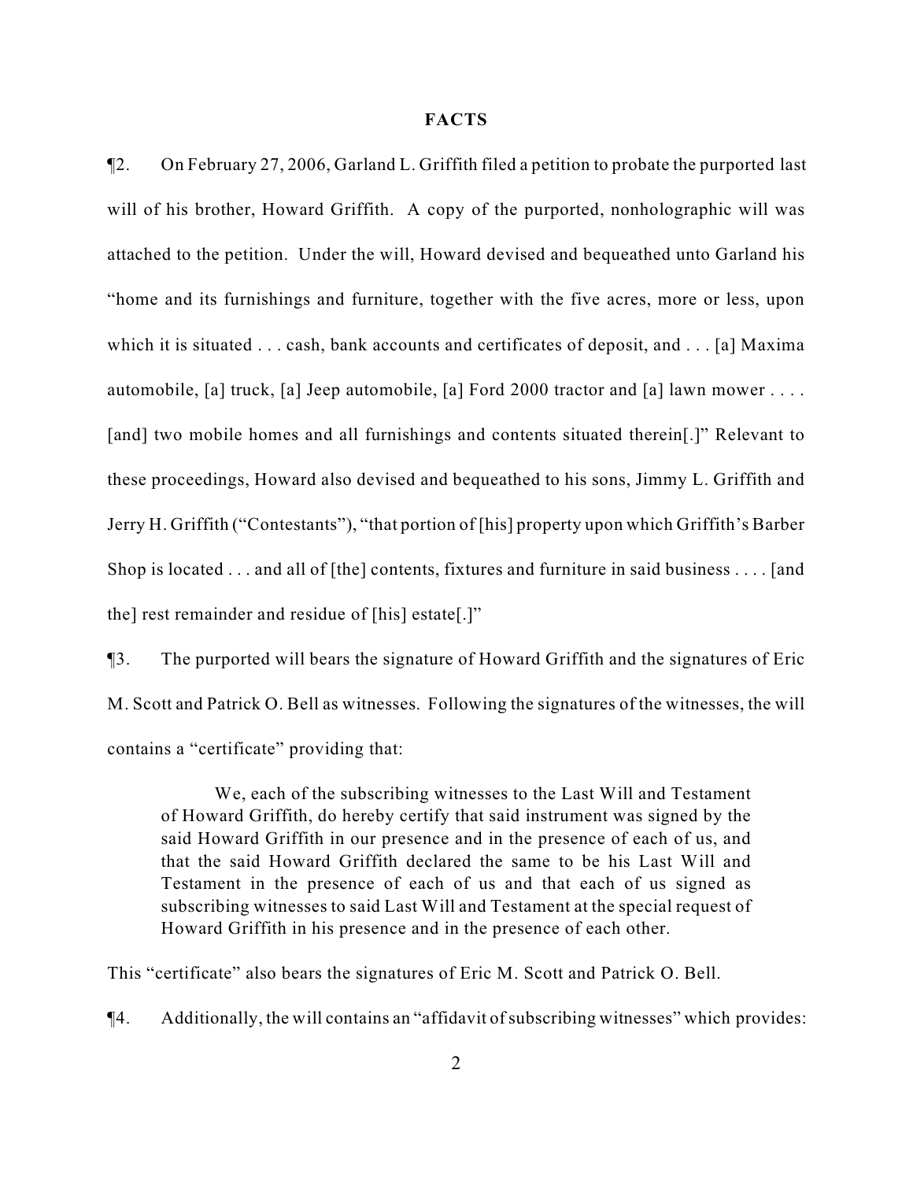## FACTS

¶2. On February 27, 2006, Garland L. Griffith filed a petition to probate the purported last will of his brother, Howard Griffith. A copy of the purported, nonholographic will was attached to the petition. Under the will, Howard devised and bequeathed unto Garland his "home and its furnishings and furniture, together with the five acres, more or less, upon which it is situated . . . cash, bank accounts and certificates of deposit, and . . . [a] Maxima automobile, [a] truck, [a] Jeep automobile, [a] Ford 2000 tractor and [a] lawn mower . . . . [and] two mobile homes and all furnishings and contents situated therein[.]" Relevant to these proceedings, Howard also devised and bequeathed to his sons, Jimmy L. Griffith and Jerry H. Griffith ("Contestants"), "that portion of [his] property upon which Griffith's Barber Shop is located . . . and all of [the] contents, fixtures and furniture in said business . . . . [and the] rest remainder and residue of [his] estate[.]"

¶3. The purported will bears the signature of Howard Griffith and the signatures of Eric M. Scott and Patrick O. Bell as witnesses. Following the signatures of the witnesses, the will contains a "certificate" providing that:

> We, each of the subscribing witnesses to the Last Will and Testament of Howard Griffith, do hereby certify that said instrument was signed by the said Howard Griffith in our presence and in the presence of each of us, and that the said Howard Griffith declared the same to be his Last Will and Testament in the presence of each of us and that each of us signed as subscribing witnesses to said Last Will and Testament at the special request of Howard Griffith in his presence and in the presence of each other.

This "certificate" also bears the signatures of Eric M. Scott and Patrick O. Bell.

¶4. Additionally, the will contains an "affidavit of subscribing witnesses" which provides: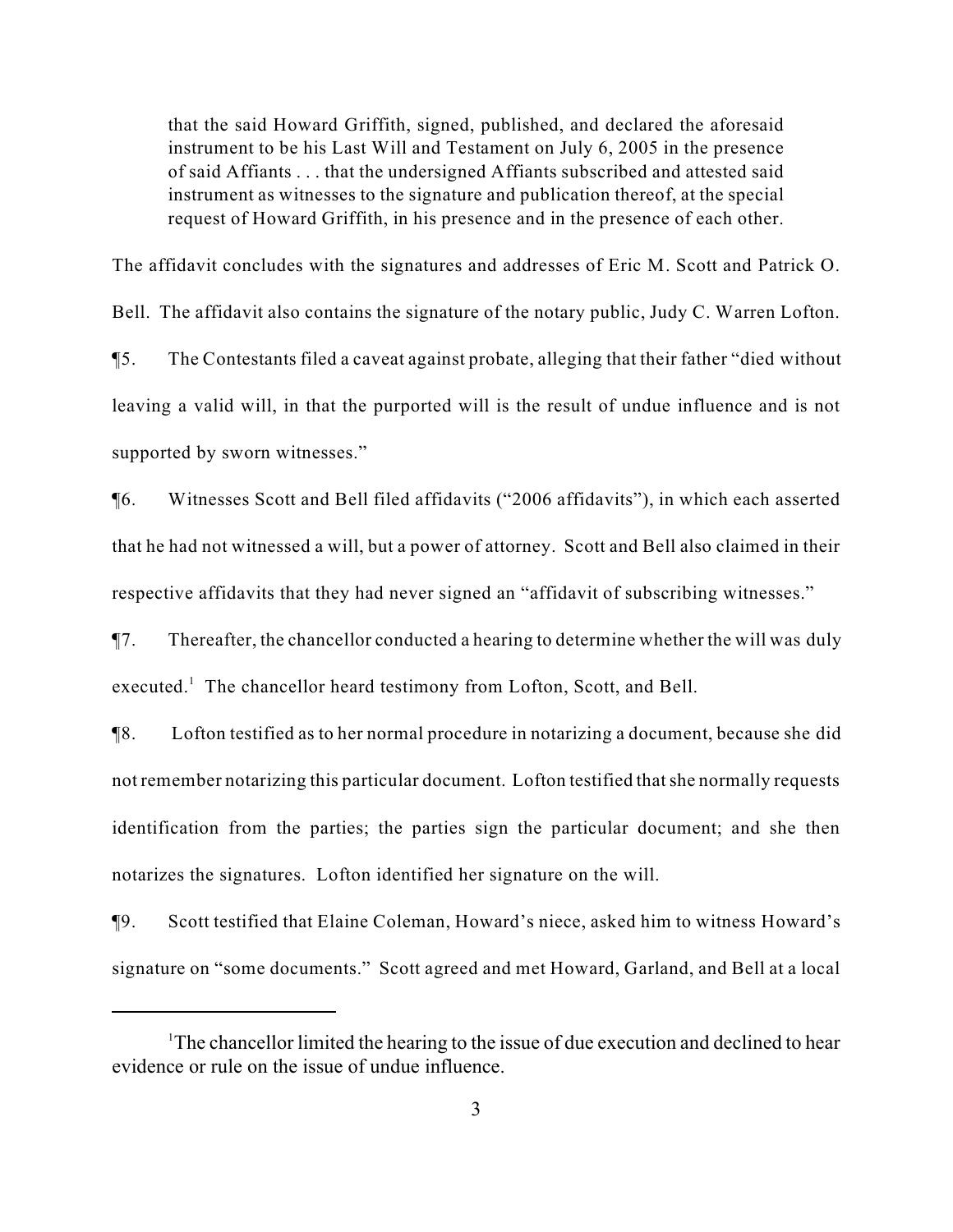> that the said Howard Griffith, signed, published, and declared the aforesaid instrument to be his Last Will and Testament on July 6, 2005 in the presence of said Affiants . . . that the undersigned Affiants subscribed and attested said instrument as witnesses to the signature and publication thereof, at the special request of Howard Griffith, in his presence and in the presence of each other.

The affidavit concludes with the signatures and addresses of Eric M. Scott and Patrick O. Bell. The affidavit also contains the signature of the notary public, Judy C. Warren Lofton.

¶5. The Contestants filed a caveat against probate, alleging that their father "died without leaving a valid will, in that the purported will is the result of undue influence and is not supported by sworn witnesses."

¶6. Witnesses Scott and Bell filed affidavits ("2006 affidavits"), in which each asserted that he had not witnessed a will, but a power of attorney. Scott and Bell also claimed in their respective affidavits that they had never signed an "affidavit of subscribing witnesses."

¶7. Thereafter, the chancellor conducted a hearing to determine whether the will was duly executed.[1] The chancellor heard testimony from Lofton, Scott, and Bell.

¶8. Lofton testified as to her normal procedure in notarizing a document, because she did not remember notarizing this particular document. Lofton testified that she normally requests identification from the parties; the parties sign the particular document; and she then notarizes the signatures. Lofton identified her signature on the will.

¶9. Scott testified that Elaine Coleman, Howard's niece, asked him to witness Howard's signature on "some documents." Scott agreed and met Howard, Garland, and Bell at a local

---

[1] The chancellor limited the hearing to the issue of due execution and declined to hear evidence or rule on the issue of undue influence.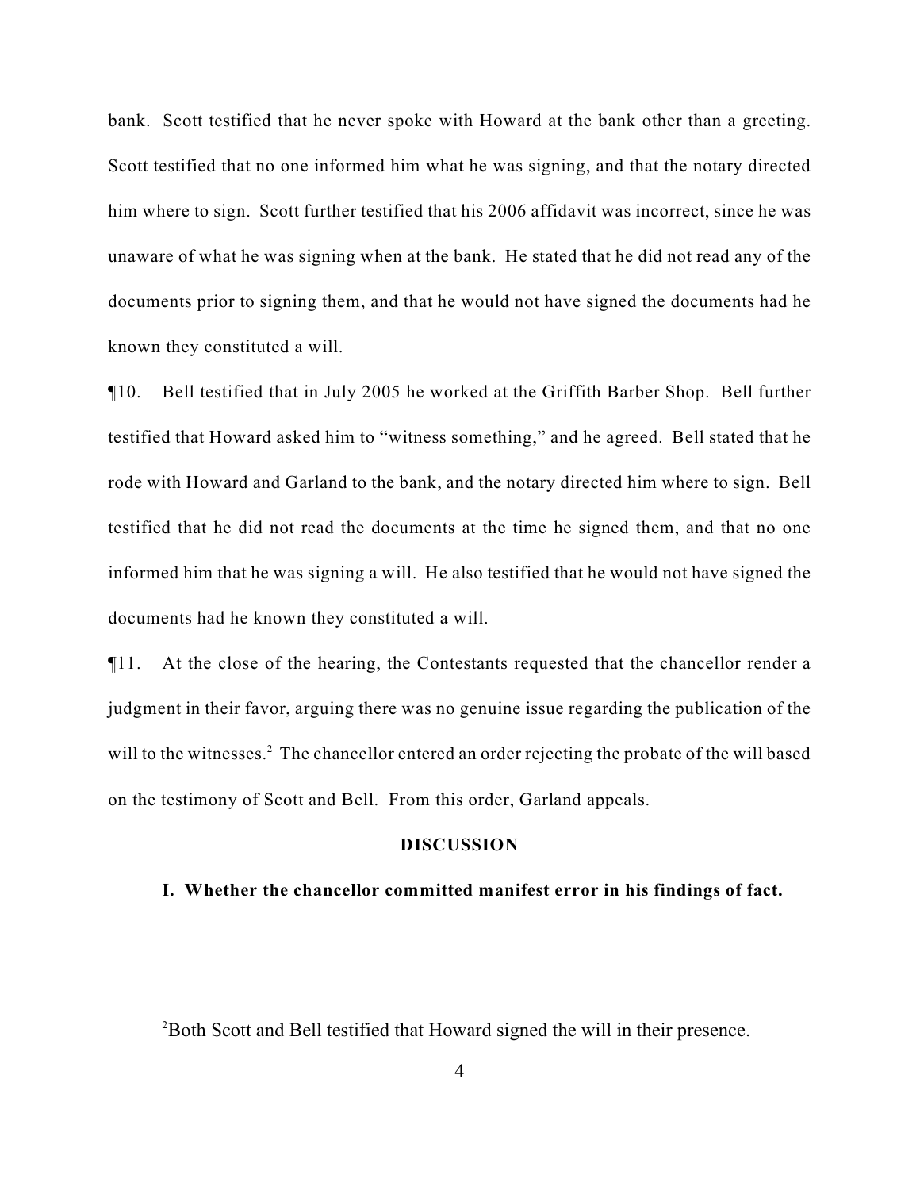bank. Scott testified that he never spoke with Howard at the bank other than a greeting. Scott testified that no one informed him what he was signing, and that the notary directed him where to sign. Scott further testified that his 2006 affidavit was incorrect, since he was unaware of what he was signing when at the bank. He stated that he did not read any of the documents prior to signing them, and that he would not have signed the documents had he known they constituted a will.

¶10. Bell testified that in July 2005 he worked at the Griffith Barber Shop. Bell further testified that Howard asked him to "witness something," and he agreed. Bell stated that he rode with Howard and Garland to the bank, and the notary directed him where to sign. Bell testified that he did not read the documents at the time he signed them, and that no one informed him that he was signing a will. He also testified that he would not have signed the documents had he known they constituted a will.

¶11. At the close of the hearing, the Contestants requested that the chancellor render a judgment in their favor, arguing there was no genuine issue regarding the publication of the will to the witnesses.[2] The chancellor entered an order rejecting the probate of the will based on the testimony of Scott and Bell. From this order, Garland appeals.

## DISCUSSION

### I. Whether the chancellor committed manifest error in his findings of fact.

---

[2]Both Scott and Bell testified that Howard signed the will in their presence.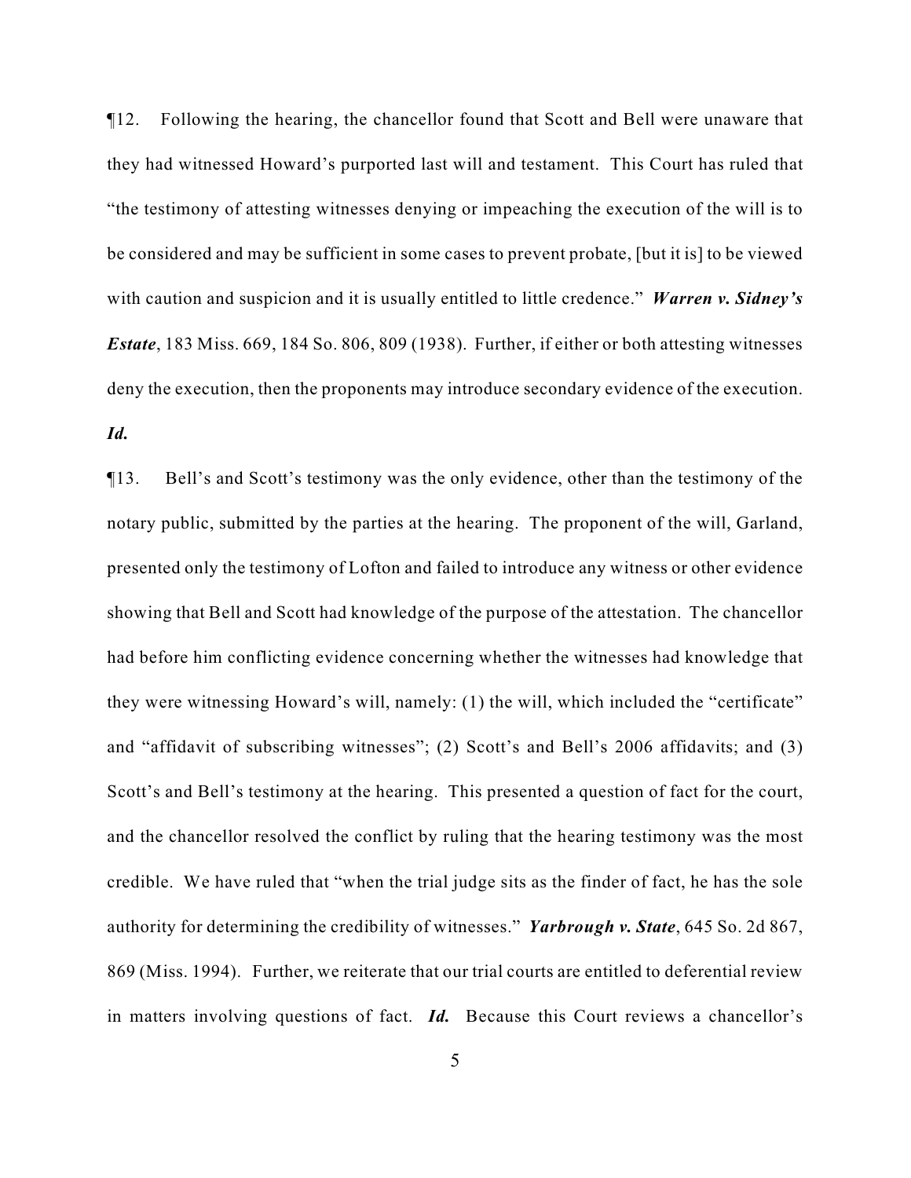¶12. Following the hearing, the chancellor found that Scott and Bell were unaware that they had witnessed Howard's purported last will and testament. This Court has ruled that "the testimony of attesting witnesses denying or impeaching the execution of the will is to be considered and may be sufficient in some cases to prevent probate, [but it is] to be viewed with caution and suspicion and it is usually entitled to little credence." ***Warren v. Sidney's Estate***, 183 Miss. 669, 184 So. 806, 809 (1938). Further, if either or both attesting witnesses deny the execution, then the proponents may introduce secondary evidence of the execution. ***Id.***

¶13. Bell's and Scott's testimony was the only evidence, other than the testimony of the notary public, submitted by the parties at the hearing. The proponent of the will, Garland, presented only the testimony of Lofton and failed to introduce any witness or other evidence showing that Bell and Scott had knowledge of the purpose of the attestation. The chancellor had before him conflicting evidence concerning whether the witnesses had knowledge that they were witnessing Howard's will, namely: (1) the will, which included the "certificate" and "affidavit of subscribing witnesses"; (2) Scott's and Bell's 2006 affidavits; and (3) Scott's and Bell's testimony at the hearing. This presented a question of fact for the court, and the chancellor resolved the conflict by ruling that the hearing testimony was the most credible. We have ruled that "when the trial judge sits as the finder of fact, he has the sole authority for determining the credibility of witnesses." ***Yarbrough v. State***, 645 So. 2d 867, 869 (Miss. 1994). Further, we reiterate that our trial courts are entitled to deferential review in matters involving questions of fact. ***Id.*** Because this Court reviews a chancellor's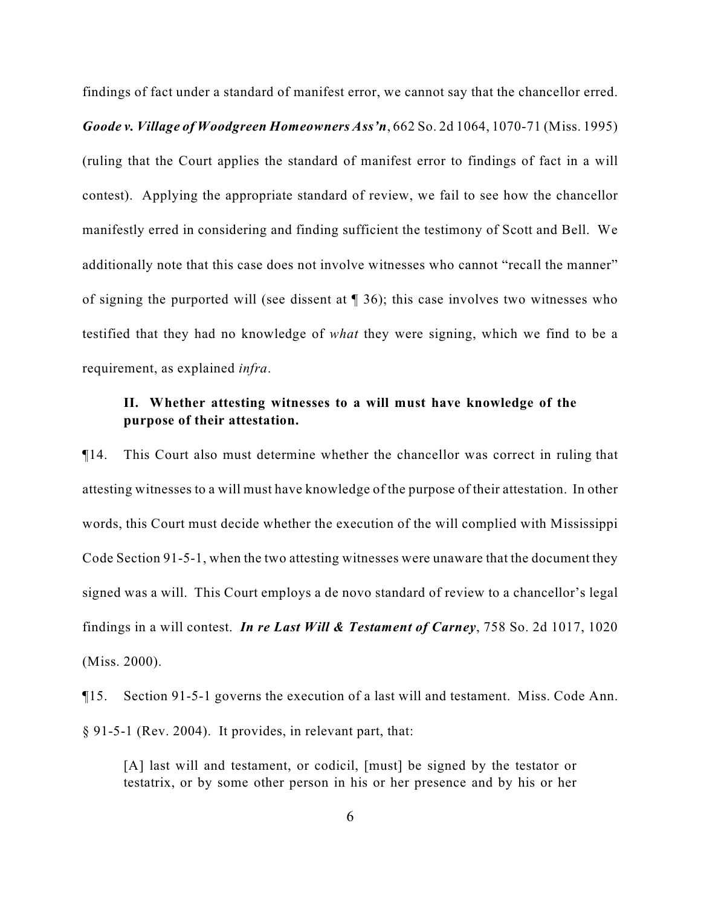findings of fact under a standard of manifest error, we cannot say that the chancellor erred. ***Goode v. Village of Woodgreen Homeowners Ass'n***, 662 So. 2d 1064, 1070-71 (Miss. 1995) (ruling that the Court applies the standard of manifest error to findings of fact in a will contest). Applying the appropriate standard of review, we fail to see how the chancellor manifestly erred in considering and finding sufficient the testimony of Scott and Bell. We additionally note that this case does not involve witnesses who cannot "recall the manner" of signing the purported will (see dissent at ¶ 36); this case involves two witnesses who testified that they had no knowledge of *what* they were signing, which we find to be a requirement, as explained *infra*.

### II. Whether attesting witnesses to a will must have knowledge of the purpose of their attestation.

¶14. This Court also must determine whether the chancellor was correct in ruling that attesting witnesses to a will must have knowledge of the purpose of their attestation. In other words, this Court must decide whether the execution of the will complied with Mississippi Code Section 91-5-1, when the two attesting witnesses were unaware that the document they signed was a will. This Court employs a de novo standard of review to a chancellor's legal findings in a will contest. ***In re Last Will & Testament of Carney***, 758 So. 2d 1017, 1020 (Miss. 2000).

¶15. Section 91-5-1 governs the execution of a last will and testament. Miss. Code Ann. § 91-5-1 (Rev. 2004). It provides, in relevant part, that:

> [A] last will and testament, or codicil, [must] be signed by the testator or testatrix, or by some other person in his or her presence and by his or her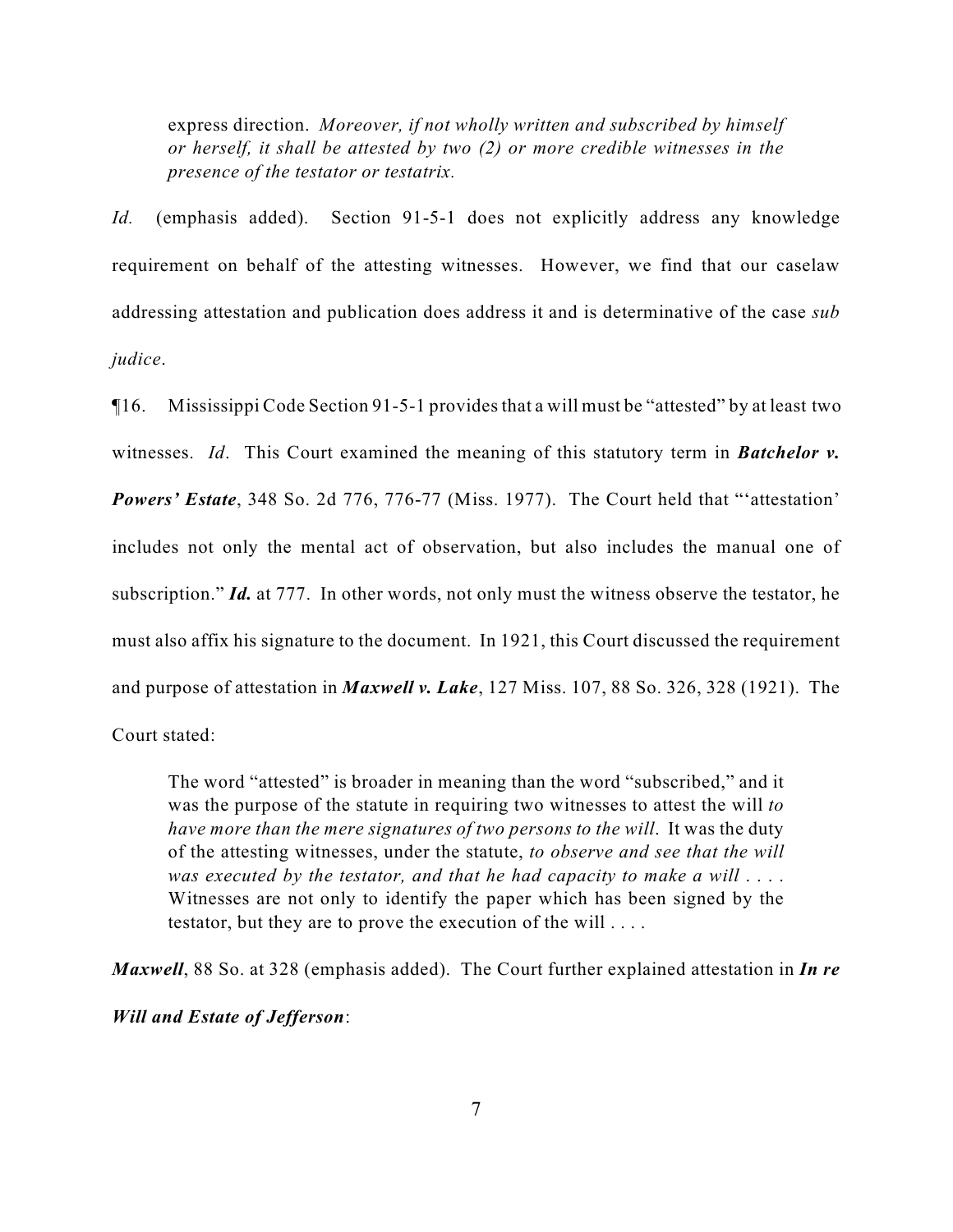> express direction. *Moreover, if not wholly written and subscribed by himself or herself, it shall be attested by two (2) or more credible witnesses in the presence of the testator or testatrix.*

*Id.* (emphasis added). Section 91-5-1 does not explicitly address any knowledge requirement on behalf of the attesting witnesses. However, we find that our caselaw addressing attestation and publication does address it and is determinative of the case *sub judice*.

¶16. Mississippi Code Section 91-5-1 provides that a will must be "attested" by at least two witnesses. *Id*. This Court examined the meaning of this statutory term in ***Batchelor v. Powers' Estate***, 348 So. 2d 776, 776-77 (Miss. 1977). The Court held that "'attestation' includes not only the mental act of observation, but also includes the manual one of subscription." ***Id.*** at 777. In other words, not only must the witness observe the testator, he must also affix his signature to the document. In 1921, this Court discussed the requirement and purpose of attestation in ***Maxwell v. Lake***, 127 Miss. 107, 88 So. 326, 328 (1921). The Court stated:

> The word "attested" is broader in meaning than the word "subscribed," and it was the purpose of the statute in requiring two witnesses to attest the will *to have more than the mere signatures of two persons to the will*. It was the duty of the attesting witnesses, under the statute, *to observe and see that the will was executed by the testator, and that he had capacity to make a will* . . . . Witnesses are not only to identify the paper which has been signed by the testator, but they are to prove the execution of the will . . . .

***Maxwell***, 88 So. at 328 (emphasis added). The Court further explained attestation in ***In re Will and Estate of Jefferson***: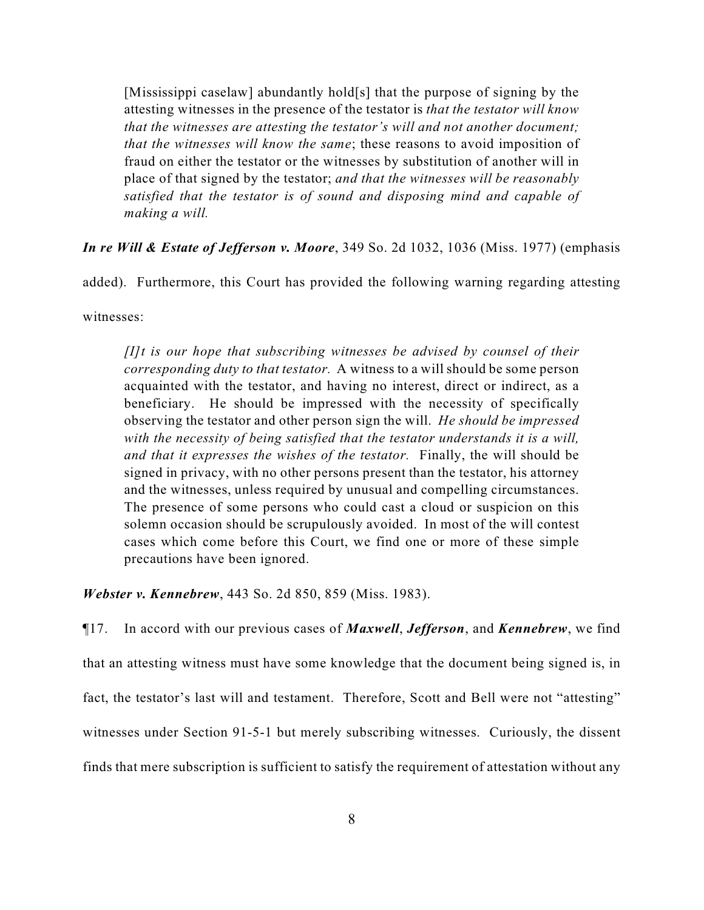> [Mississippi caselaw] abundantly hold[s] that the purpose of signing by the attesting witnesses in the presence of the testator is *that the testator will know that the witnesses are attesting the testator's will and not another document; that the witnesses will know the same*; these reasons to avoid imposition of fraud on either the testator or the witnesses by substitution of another will in place of that signed by the testator; *and that the witnesses will be reasonably satisfied that the testator is of sound and disposing mind and capable of making a will.*

***In re Will & Estate of Jefferson v. Moore***, 349 So. 2d 1032, 1036 (Miss. 1977) (emphasis added). Furthermore, this Court has provided the following warning regarding attesting witnesses:

> *[I]t is our hope that subscribing witnesses be advised by counsel of their corresponding duty to that testator.* A witness to a will should be some person acquainted with the testator, and having no interest, direct or indirect, as a beneficiary. He should be impressed with the necessity of specifically observing the testator and other person sign the will. *He should be impressed with the necessity of being satisfied that the testator understands it is a will, and that it expresses the wishes of the testator.* Finally, the will should be signed in privacy, with no other persons present than the testator, his attorney and the witnesses, unless required by unusual and compelling circumstances. The presence of some persons who could cast a cloud or suspicion on this solemn occasion should be scrupulously avoided. In most of the will contest cases which come before this Court, we find one or more of these simple precautions have been ignored.

***Webster v. Kennebrew***, 443 So. 2d 850, 859 (Miss. 1983).

¶17. In accord with our previous cases of ***Maxwell***, ***Jefferson***, and ***Kennebrew***, we find that an attesting witness must have some knowledge that the document being signed is, in fact, the testator's last will and testament. Therefore, Scott and Bell were not "attesting" witnesses under Section 91-5-1 but merely subscribing witnesses. Curiously, the dissent finds that mere subscription is sufficient to satisfy the requirement of attestation without any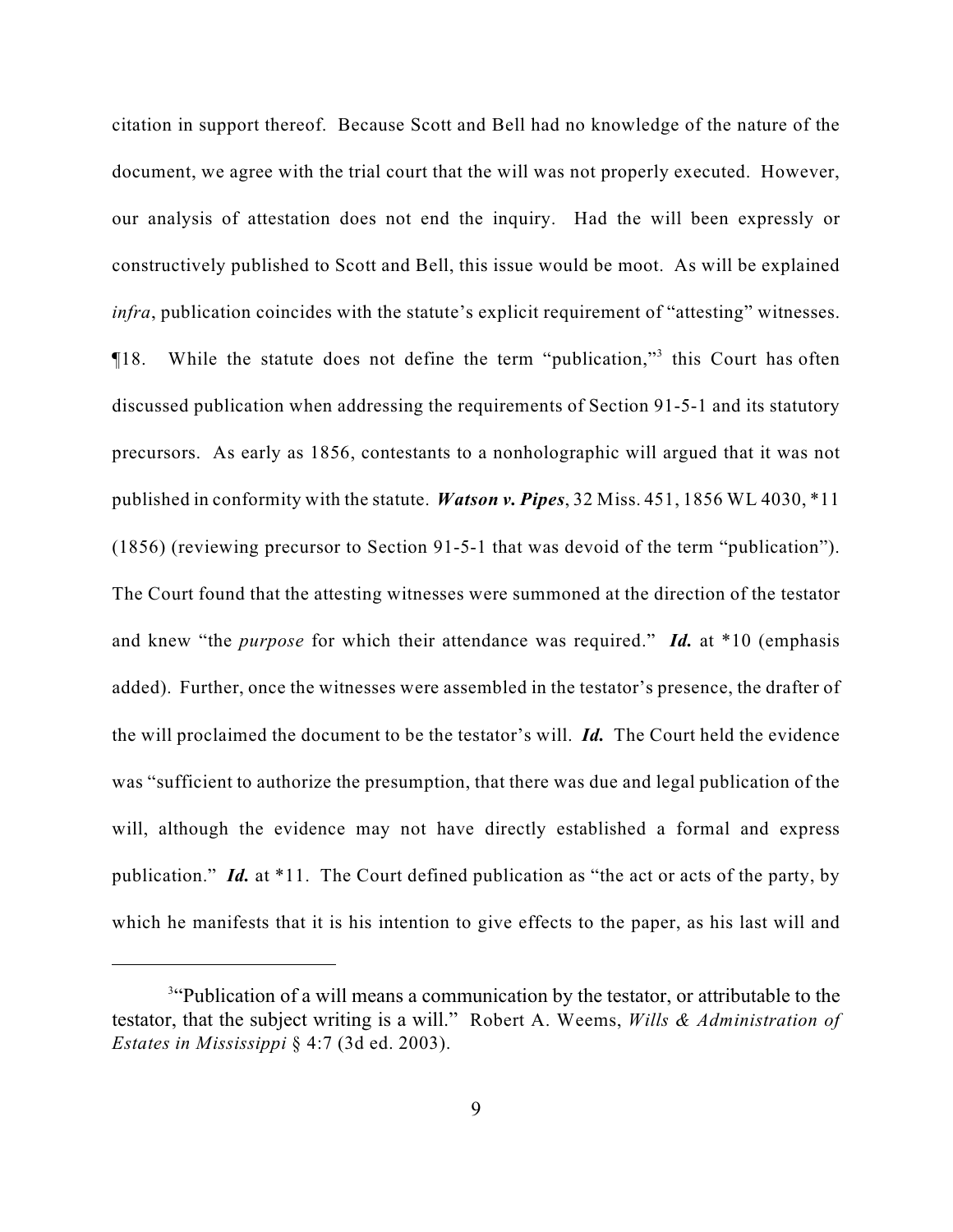citation in support thereof. Because Scott and Bell had no knowledge of the nature of the document, we agree with the trial court that the will was not properly executed. However, our analysis of attestation does not end the inquiry. Had the will been expressly or constructively published to Scott and Bell, this issue would be moot. As will be explained *infra*, publication coincides with the statute's explicit requirement of "attesting" witnesses.

¶18. While the statute does not define the term "publication,"[3] this Court has often discussed publication when addressing the requirements of Section 91-5-1 and its statutory precursors. As early as 1856, contestants to a nonholographic will argued that it was not published in conformity with the statute. ***Watson v. Pipes***, 32 Miss. 451, 1856 WL 4030, *11 (1856) (reviewing precursor to Section 91-5-1 that was devoid of the term "publication"). The Court found that the attesting witnesses were summoned at the direction of the testator and knew "the *purpose* for which their attendance was required." ***Id.*** at *10 (emphasis added). Further, once the witnesses were assembled in the testator's presence, the drafter of the will proclaimed the document to be the testator's will. ***Id.*** The Court held the evidence was "sufficient to authorize the presumption, that there was due and legal publication of the will, although the evidence may not have directly established a formal and express publication." ***Id.*** at *11. The Court defined publication as "the act or acts of the party, by which he manifests that it is his intention to give effects to the paper, as his last will and

---

[3]"Publication of a will means a communication by the testator, or attributable to the testator, that the subject writing is a will." Robert A. Weems, *Wills & Administration of Estates in Mississippi* § 4:7 (3d ed. 2003).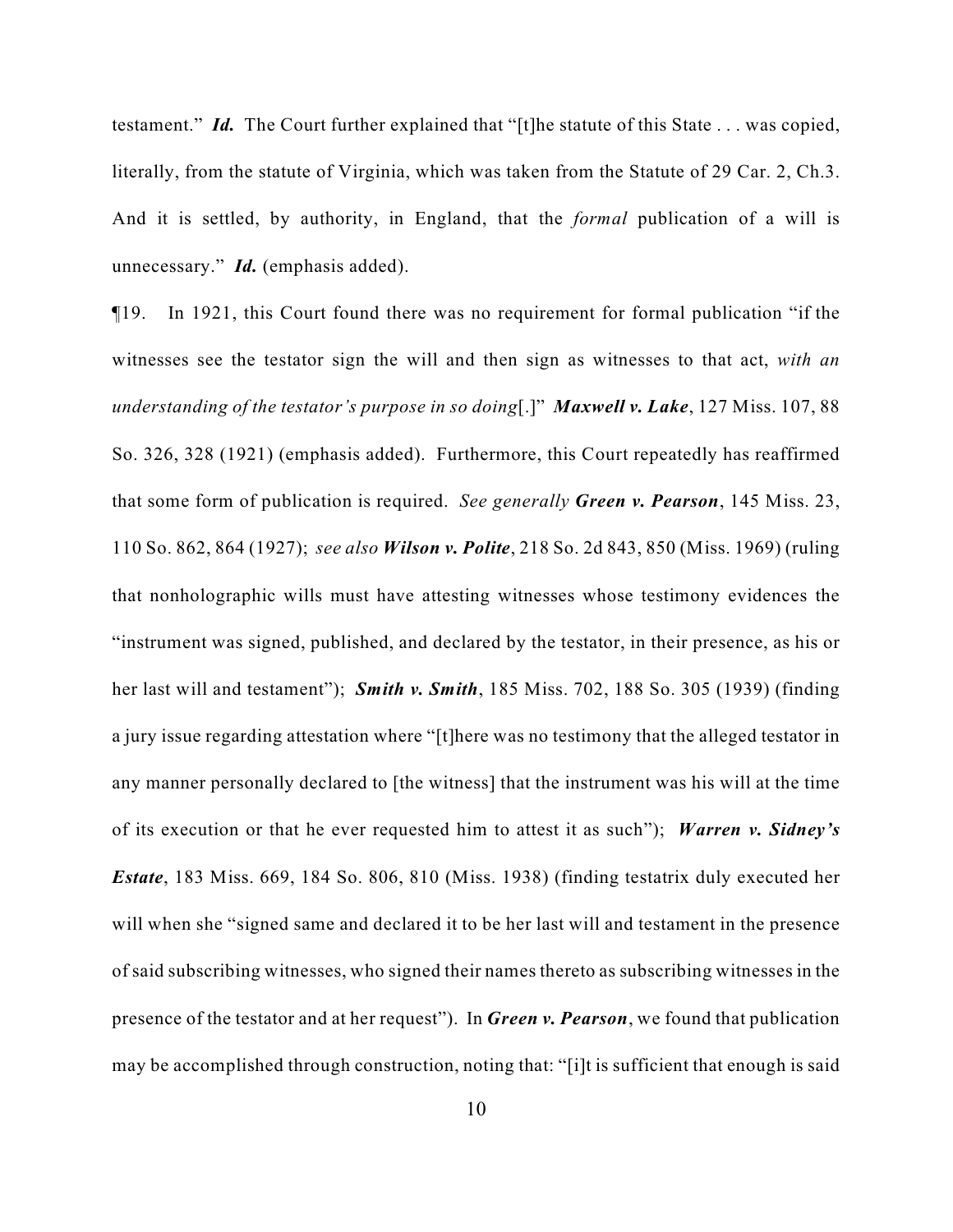testament." ***Id.*** The Court further explained that "[t]he statute of this State . . . was copied, literally, from the statute of Virginia, which was taken from the Statute of 29 Car. 2, Ch.3. And it is settled, by authority, in England, that the *formal* publication of a will is unnecessary." ***Id.*** (emphasis added).

¶19. In 1921, this Court found there was no requirement for formal publication "if the witnesses see the testator sign the will and then sign as witnesses to that act, *with an understanding of the testator's purpose in so doing*[.]" ***Maxwell v. Lake***, 127 Miss. 107, 88 So. 326, 328 (1921) (emphasis added). Furthermore, this Court repeatedly has reaffirmed that some form of publication is required. *See generally* ***Green v. Pearson***, 145 Miss. 23, 110 So. 862, 864 (1927); *see also* ***Wilson v. Polite***, 218 So. 2d 843, 850 (Miss. 1969) (ruling that nonholographic wills must have attesting witnesses whose testimony evidences the "instrument was signed, published, and declared by the testator, in their presence, as his or her last will and testament"); ***Smith v. Smith***, 185 Miss. 702, 188 So. 305 (1939) (finding a jury issue regarding attestation where "[t]here was no testimony that the alleged testator in any manner personally declared to [the witness] that the instrument was his will at the time of its execution or that he ever requested him to attest it as such"); ***Warren v. Sidney's Estate***, 183 Miss. 669, 184 So. 806, 810 (Miss. 1938) (finding testatrix duly executed her will when she "signed same and declared it to be her last will and testament in the presence of said subscribing witnesses, who signed their names thereto as subscribing witnesses in the presence of the testator and at her request"). In ***Green v. Pearson***, we found that publication may be accomplished through construction, noting that: "[i]t is sufficient that enough is said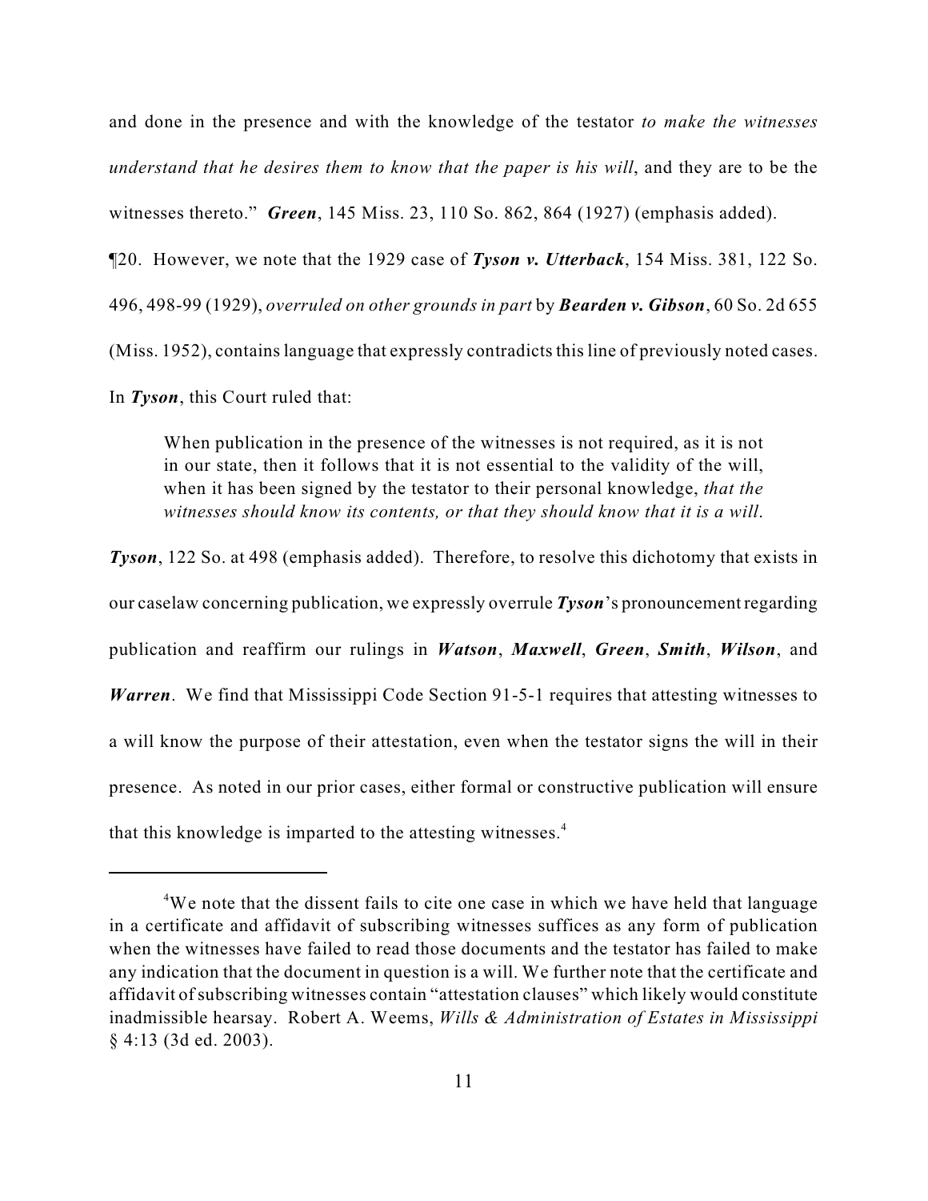and done in the presence and with the knowledge of the testator *to make the witnesses understand that he desires them to know that the paper is his will*, and they are to be the witnesses thereto." ***Green***, 145 Miss. 23, 110 So. 862, 864 (1927) (emphasis added).

¶20. However, we note that the 1929 case of ***Tyson v. Utterback***, 154 Miss. 381, 122 So. 496, 498-99 (1929), *overruled on other grounds in part* by ***Bearden v. Gibson***, 60 So. 2d 655 (Miss. 1952), contains language that expressly contradicts this line of previously noted cases. In ***Tyson***, this Court ruled that:

> When publication in the presence of the witnesses is not required, as it is not in our state, then it follows that it is not essential to the validity of the will, when it has been signed by the testator to their personal knowledge, *that the witnesses should know its contents, or that they should know that it is a will*.

***Tyson***, 122 So. at 498 (emphasis added). Therefore, to resolve this dichotomy that exists in our caselaw concerning publication, we expressly overrule ***Tyson***'s pronouncement regarding publication and reaffirm our rulings in ***Watson***, ***Maxwell***, ***Green***, ***Smith***, ***Wilson***, and ***Warren***. We find that Mississippi Code Section 91-5-1 requires that attesting witnesses to a will know the purpose of their attestation, even when the testator signs the will in their presence. As noted in our prior cases, either formal or constructive publication will ensure that this knowledge is imparted to the attesting witnesses.[4]

---

[4]We note that the dissent fails to cite one case in which we have held that language in a certificate and affidavit of subscribing witnesses suffices as any form of publication when the witnesses have failed to read those documents and the testator has failed to make any indication that the document in question is a will. We further note that the certificate and affidavit of subscribing witnesses contain "attestation clauses" which likely would constitute inadmissible hearsay. Robert A. Weems, *Wills & Administration of Estates in Mississippi* § 4:13 (3d ed. 2003).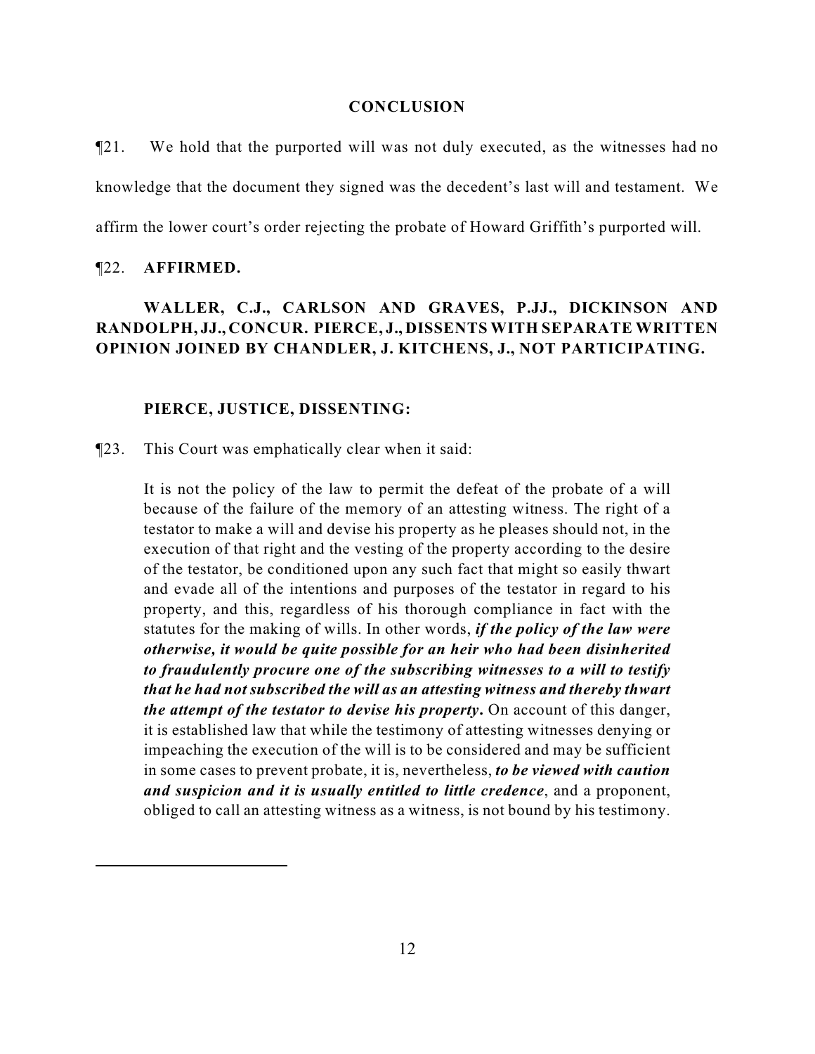## CONCLUSION

¶21. We hold that the purported will was not duly executed, as the witnesses had no knowledge that the document they signed was the decedent's last will and testament. We affirm the lower court's order rejecting the probate of Howard Griffith's purported will.

¶22. **AFFIRMED.**

**WALLER, C.J., CARLSON AND GRAVES, P.JJ., DICKINSON AND RANDOLPH, JJ., CONCUR. PIERCE, J., DISSENTS WITH SEPARATE WRITTEN OPINION JOINED BY CHANDLER, J. KITCHENS, J., NOT PARTICIPATING.**

**PIERCE, JUSTICE, DISSENTING:**

¶23. This Court was emphatically clear when it said:

> It is not the policy of the law to permit the defeat of the probate of a will because of the failure of the memory of an attesting witness. The right of a testator to make a will and devise his property as he pleases should not, in the execution of that right and the vesting of the property according to the desire of the testator, be conditioned upon any such fact that might so easily thwart and evade all of the intentions and purposes of the testator in regard to his property, and this, regardless of his thorough compliance in fact with the statutes for the making of wills. In other words, ***if the policy of the law were otherwise, it would be quite possible for an heir who had been disinherited to fraudulently procure one of the subscribing witnesses to a will to testify that he had not subscribed the will as an attesting witness and thereby thwart the attempt of the testator to devise his property*.** On account of this danger, it is established law that while the testimony of attesting witnesses denying or impeaching the execution of the will is to be considered and may be sufficient in some cases to prevent probate, it is, nevertheless, ***to be viewed with caution and suspicion and it is usually entitled to little credence***, and a proponent, obliged to call an attesting witness as a witness, is not bound by his testimony.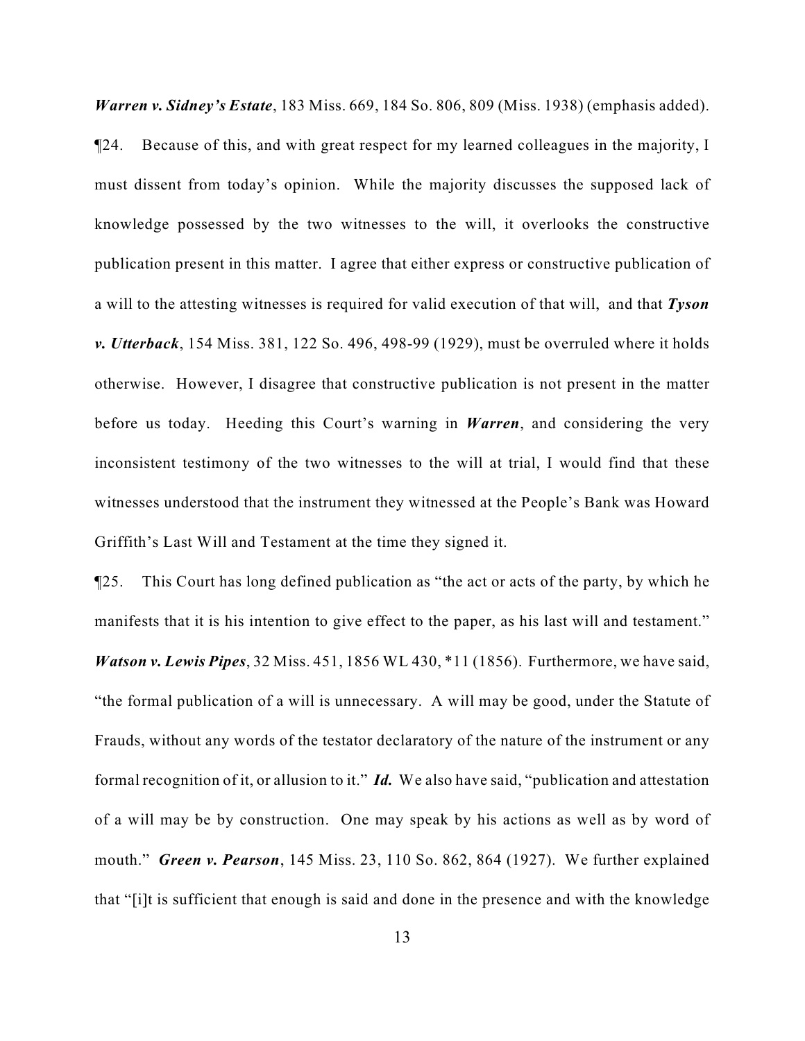***Warren v. Sidney's Estate***, 183 Miss. 669, 184 So. 806, 809 (Miss. 1938) (emphasis added).

¶24. Because of this, and with great respect for my learned colleagues in the majority, I must dissent from today's opinion. While the majority discusses the supposed lack of knowledge possessed by the two witnesses to the will, it overlooks the constructive publication present in this matter. I agree that either express or constructive publication of a will to the attesting witnesses is required for valid execution of that will, and that ***Tyson v. Utterback***, 154 Miss. 381, 122 So. 496, 498-99 (1929), must be overruled where it holds otherwise. However, I disagree that constructive publication is not present in the matter before us today. Heeding this Court's warning in ***Warren***, and considering the very inconsistent testimony of the two witnesses to the will at trial, I would find that these witnesses understood that the instrument they witnessed at the People's Bank was Howard Griffith's Last Will and Testament at the time they signed it.

¶25. This Court has long defined publication as "the act or acts of the party, by which he manifests that it is his intention to give effect to the paper, as his last will and testament." ***Watson v. Lewis Pipes***, 32 Miss. 451, 1856 WL 430, *11 (1856). Furthermore, we have said, "the formal publication of a will is unnecessary. A will may be good, under the Statute of Frauds, without any words of the testator declaratory of the nature of the instrument or any formal recognition of it, or allusion to it." ***Id.*** We also have said, "publication and attestation of a will may be by construction. One may speak by his actions as well as by word of mouth." ***Green v. Pearson***, 145 Miss. 23, 110 So. 862, 864 (1927). We further explained that "[i]t is sufficient that enough is said and done in the presence and with the knowledge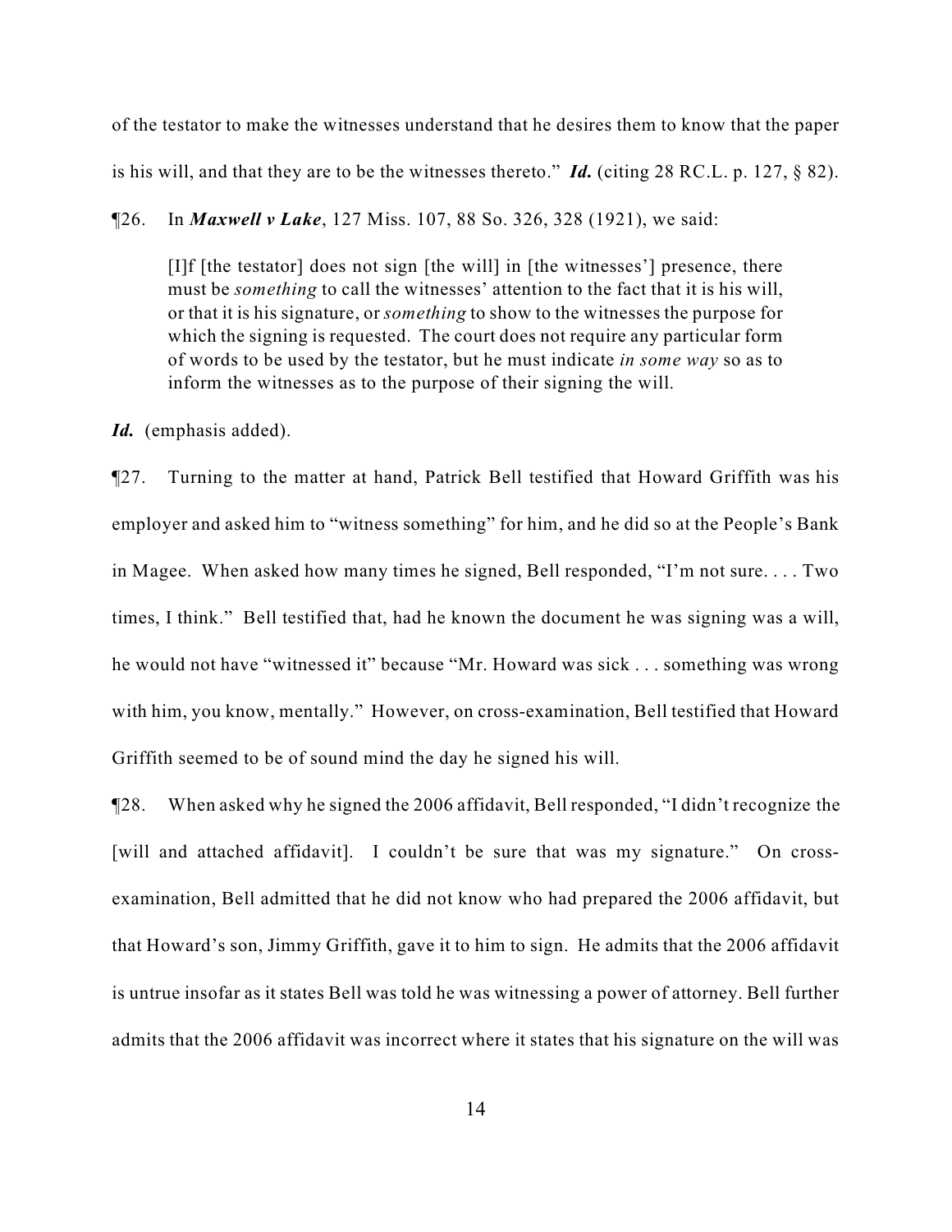of the testator to make the witnesses understand that he desires them to know that the paper is his will, and that they are to be the witnesses thereto." ***Id.*** (citing 28 RC.L. p. 127, § 82).

¶26. In ***Maxwell v Lake***, 127 Miss. 107, 88 So. 326, 328 (1921), we said:

> [I]f [the testator] does not sign [the will] in [the witnesses'] presence, there must be *something* to call the witnesses' attention to the fact that it is his will, or that it is his signature, or *something* to show to the witnesses the purpose for which the signing is requested. The court does not require any particular form of words to be used by the testator, but he must indicate *in some way* so as to inform the witnesses as to the purpose of their signing the will.

***Id.*** (emphasis added).

¶27. Turning to the matter at hand, Patrick Bell testified that Howard Griffith was his employer and asked him to "witness something" for him, and he did so at the People's Bank in Magee. When asked how many times he signed, Bell responded, "I'm not sure. . . . Two times, I think." Bell testified that, had he known the document he was signing was a will, he would not have "witnessed it" because "Mr. Howard was sick . . . something was wrong with him, you know, mentally." However, on cross-examination, Bell testified that Howard Griffith seemed to be of sound mind the day he signed his will.

¶28. When asked why he signed the 2006 affidavit, Bell responded, "I didn't recognize the [will and attached affidavit]. I couldn't be sure that was my signature." On cross-examination, Bell admitted that he did not know who had prepared the 2006 affidavit, but that Howard's son, Jimmy Griffith, gave it to him to sign. He admits that the 2006 affidavit is untrue insofar as it states Bell was told he was witnessing a power of attorney. Bell further admits that the 2006 affidavit was incorrect where it states that his signature on the will was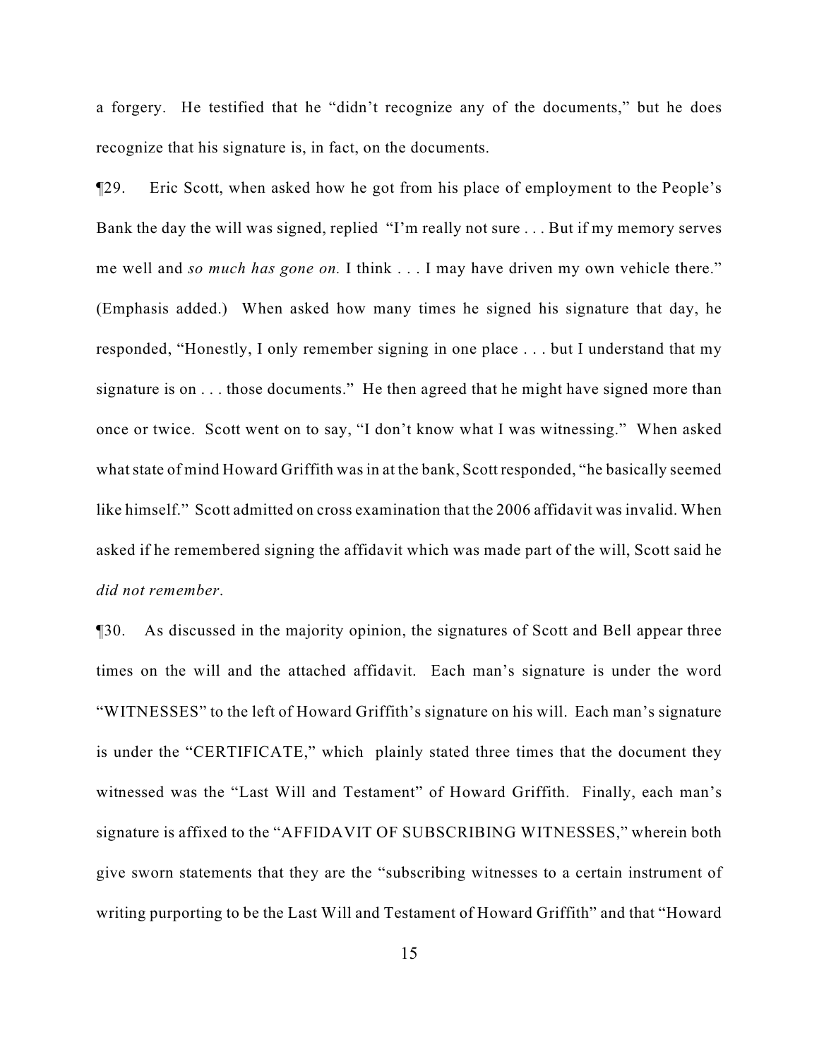a forgery. He testified that he "didn't recognize any of the documents," but he does recognize that his signature is, in fact, on the documents.

¶29. Eric Scott, when asked how he got from his place of employment to the People's Bank the day the will was signed, replied "I'm really not sure . . . But if my memory serves me well and *so much has gone on.* I think . . . I may have driven my own vehicle there." (Emphasis added.) When asked how many times he signed his signature that day, he responded, "Honestly, I only remember signing in one place . . . but I understand that my signature is on . . . those documents." He then agreed that he might have signed more than once or twice. Scott went on to say, "I don't know what I was witnessing." When asked what state of mind Howard Griffith was in at the bank, Scott responded, "he basically seemed like himself." Scott admitted on cross examination that the 2006 affidavit was invalid. When asked if he remembered signing the affidavit which was made part of the will, Scott said he *did not remember*.

¶30. As discussed in the majority opinion, the signatures of Scott and Bell appear three times on the will and the attached affidavit. Each man's signature is under the word "WITNESSES" to the left of Howard Griffith's signature on his will. Each man's signature is under the "CERTIFICATE," which plainly stated three times that the document they witnessed was the "Last Will and Testament" of Howard Griffith. Finally, each man's signature is affixed to the "AFFIDAVIT OF SUBSCRIBING WITNESSES," wherein both give sworn statements that they are the "subscribing witnesses to a certain instrument of writing purporting to be the Last Will and Testament of Howard Griffith" and that "Howard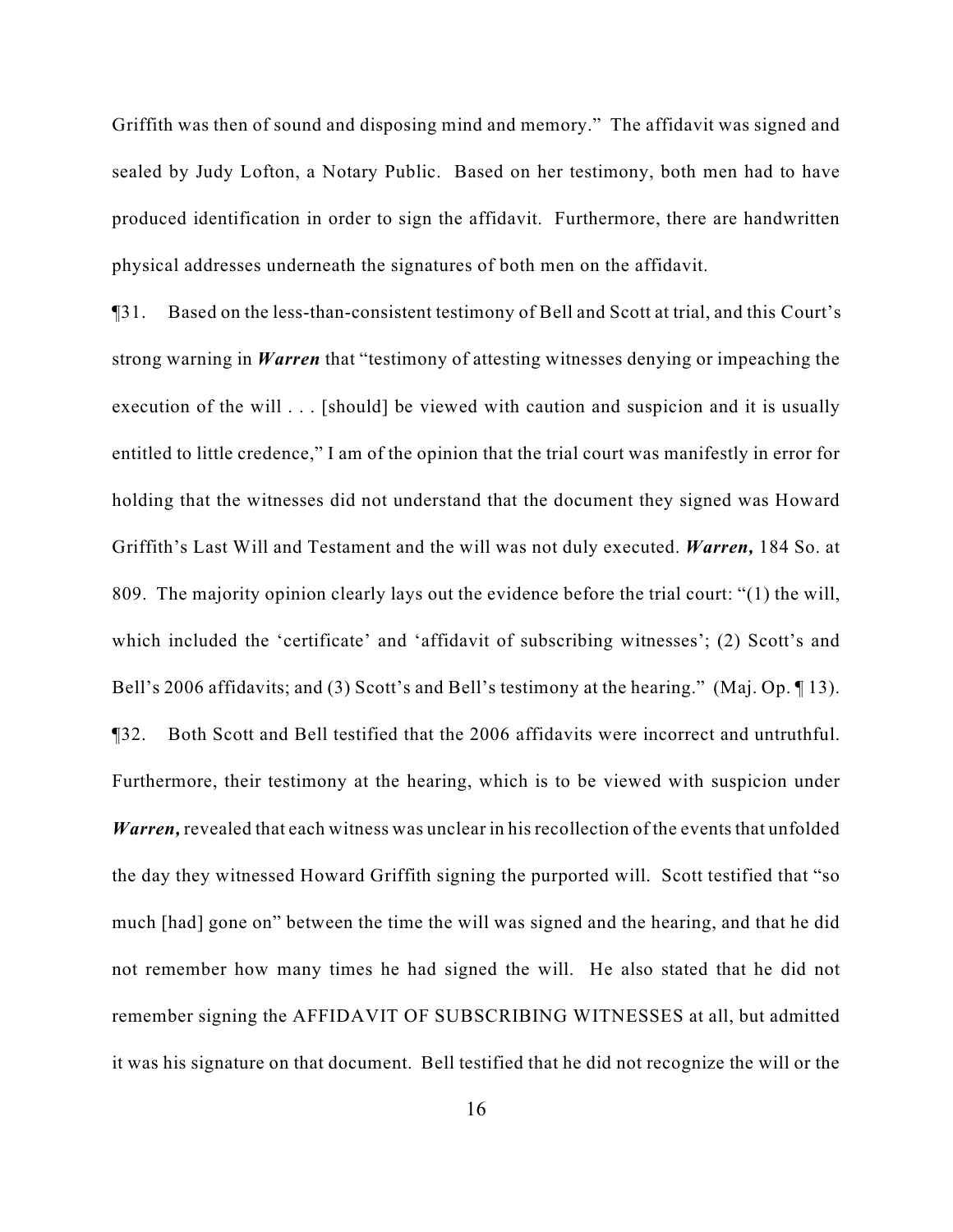Griffith was then of sound and disposing mind and memory." The affidavit was signed and sealed by Judy Lofton, a Notary Public. Based on her testimony, both men had to have produced identification in order to sign the affidavit. Furthermore, there are handwritten physical addresses underneath the signatures of both men on the affidavit.

¶31. Based on the less-than-consistent testimony of Bell and Scott at trial, and this Court's strong warning in ***Warren*** that "testimony of attesting witnesses denying or impeaching the execution of the will . . . [should] be viewed with caution and suspicion and it is usually entitled to little credence," I am of the opinion that the trial court was manifestly in error for holding that the witnesses did not understand that the document they signed was Howard Griffith's Last Will and Testament and the will was not duly executed. ***Warren,*** 184 So. at 809. The majority opinion clearly lays out the evidence before the trial court: "(1) the will, which included the 'certificate' and 'affidavit of subscribing witnesses'; (2) Scott's and Bell's 2006 affidavits; and (3) Scott's and Bell's testimony at the hearing." (Maj. Op. ¶ 13).

¶32. Both Scott and Bell testified that the 2006 affidavits were incorrect and untruthful. Furthermore, their testimony at the hearing, which is to be viewed with suspicion under ***Warren,*** revealed that each witness was unclear in his recollection of the events that unfolded the day they witnessed Howard Griffith signing the purported will. Scott testified that "so much [had] gone on" between the time the will was signed and the hearing, and that he did not remember how many times he had signed the will. He also stated that he did not remember signing the AFFIDAVIT OF SUBSCRIBING WITNESSES at all, but admitted it was his signature on that document. Bell testified that he did not recognize the will or the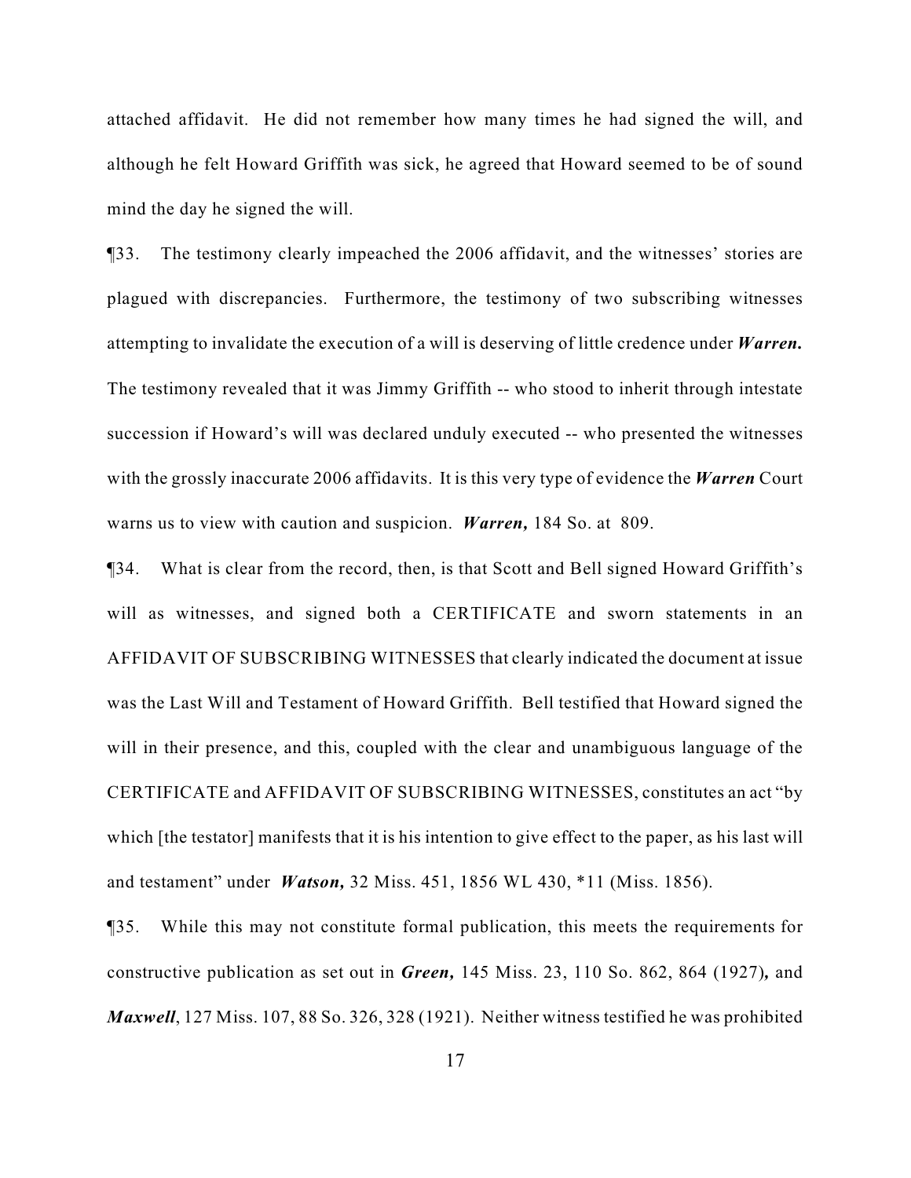attached affidavit. He did not remember how many times he had signed the will, and although he felt Howard Griffith was sick, he agreed that Howard seemed to be of sound mind the day he signed the will.

¶33. The testimony clearly impeached the 2006 affidavit, and the witnesses' stories are plagued with discrepancies. Furthermore, the testimony of two subscribing witnesses attempting to invalidate the execution of a will is deserving of little credence under ***Warren.*** The testimony revealed that it was Jimmy Griffith -- who stood to inherit through intestate succession if Howard's will was declared unduly executed -- who presented the witnesses with the grossly inaccurate 2006 affidavits. It is this very type of evidence the ***Warren*** Court warns us to view with caution and suspicion. ***Warren,*** 184 So. at 809.

¶34. What is clear from the record, then, is that Scott and Bell signed Howard Griffith's will as witnesses, and signed both a CERTIFICATE and sworn statements in an AFFIDAVIT OF SUBSCRIBING WITNESSES that clearly indicated the document at issue was the Last Will and Testament of Howard Griffith. Bell testified that Howard signed the will in their presence, and this, coupled with the clear and unambiguous language of the CERTIFICATE and AFFIDAVIT OF SUBSCRIBING WITNESSES, constitutes an act "by which [the testator] manifests that it is his intention to give effect to the paper, as his last will and testament" under ***Watson,*** 32 Miss. 451, 1856 WL 430, *11 (Miss. 1856).

¶35. While this may not constitute formal publication, this meets the requirements for constructive publication as set out in ***Green,*** 145 Miss. 23, 110 So. 862, 864 (1927)**,** and ***Maxwell***, 127 Miss. 107, 88 So. 326, 328 (1921). Neither witness testified he was prohibited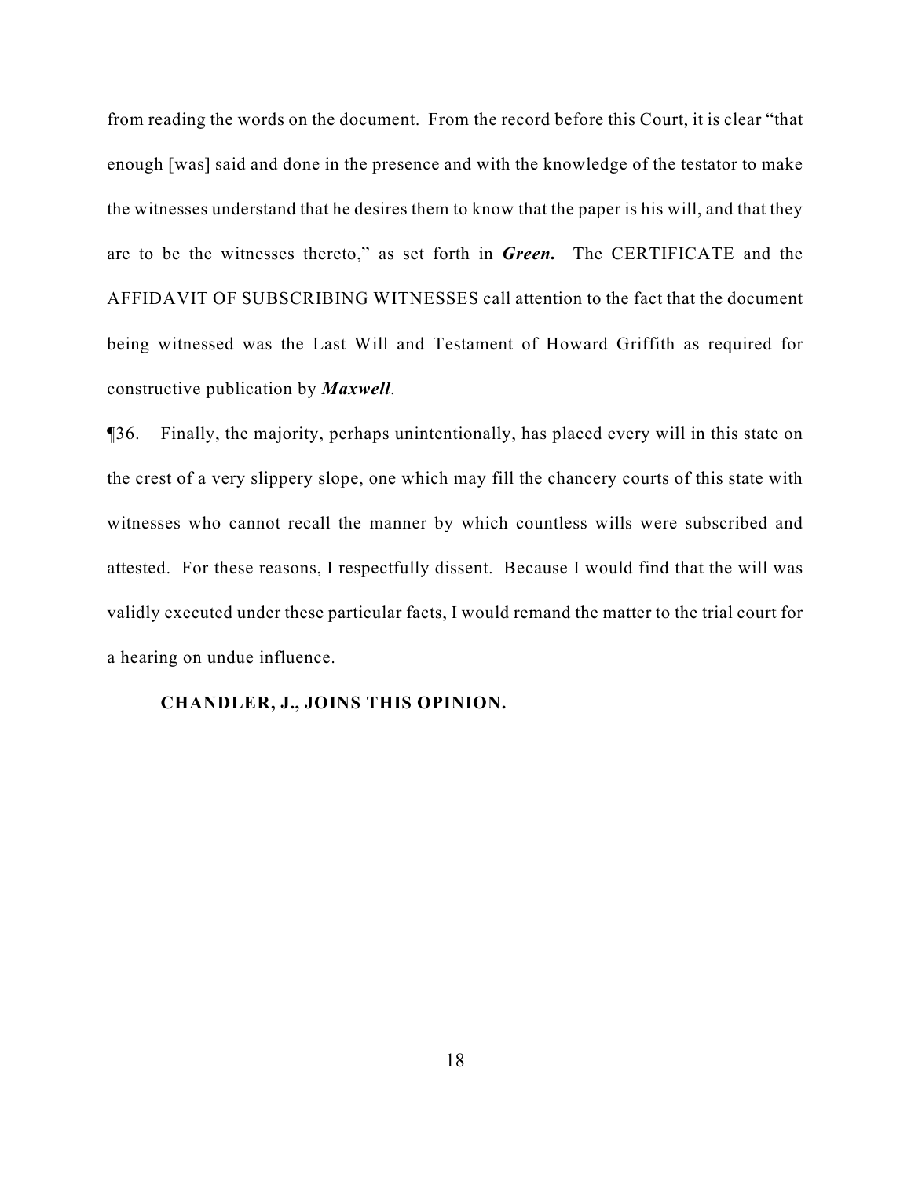from reading the words on the document. From the record before this Court, it is clear "that enough [was] said and done in the presence and with the knowledge of the testator to make the witnesses understand that he desires them to know that the paper is his will, and that they are to be the witnesses thereto," as set forth in ***Green.*** The CERTIFICATE and the AFFIDAVIT OF SUBSCRIBING WITNESSES call attention to the fact that the document being witnessed was the Last Will and Testament of Howard Griffith as required for constructive publication by ***Maxwell***.

¶36. Finally, the majority, perhaps unintentionally, has placed every will in this state on the crest of a very slippery slope, one which may fill the chancery courts of this state with witnesses who cannot recall the manner by which countless wills were subscribed and attested. For these reasons, I respectfully dissent. Because I would find that the will was validly executed under these particular facts, I would remand the matter to the trial court for a hearing on undue influence.

**CHANDLER, J., JOINS THIS OPINION.**